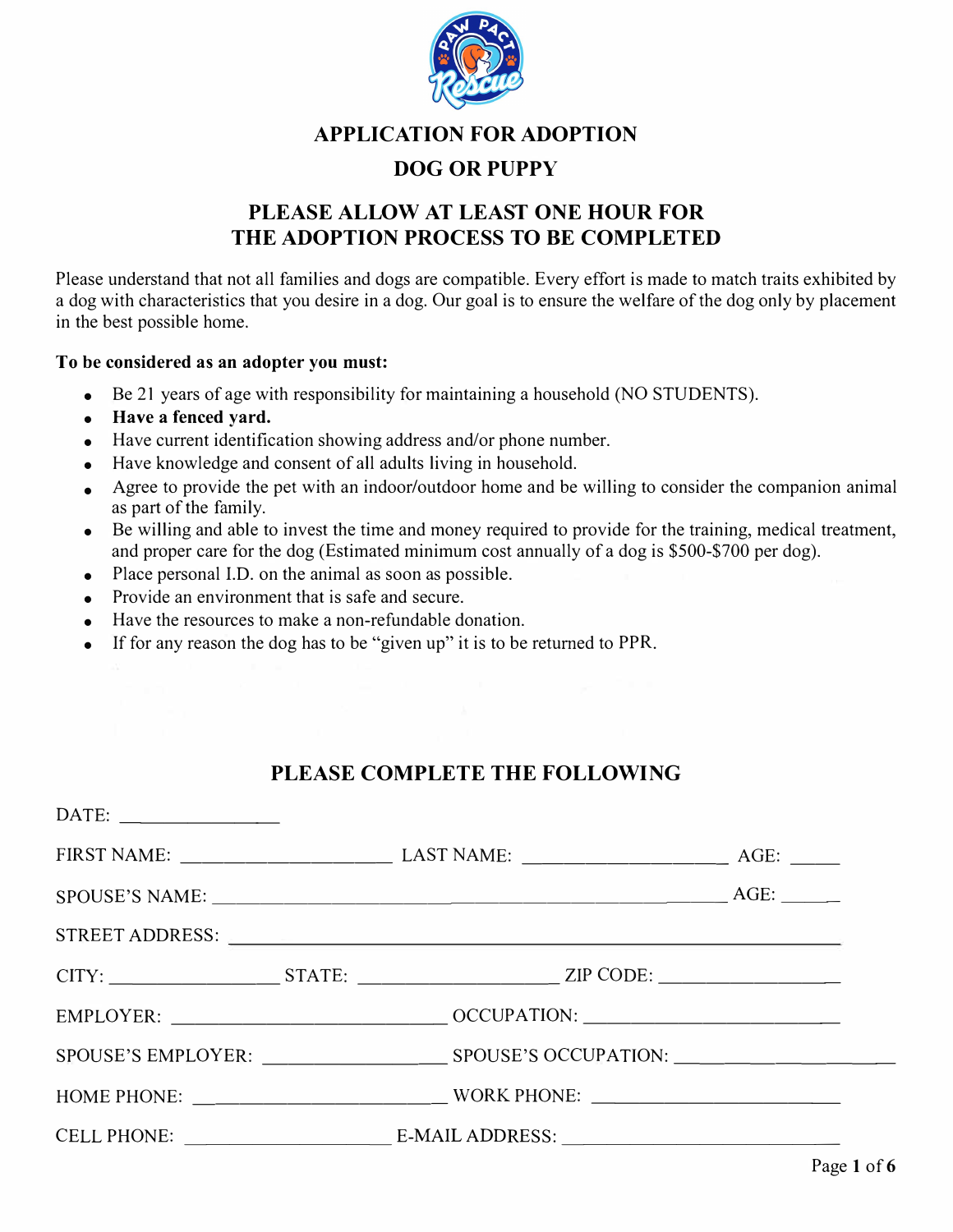# APPLICATION FOR ADOPTION

## DOG OR PUPPY

## PLEASE ALLOW AT LEAST ONE HOUR FOR THE ADOPTION PROCESS TO BE COMPLETED

Please understand that not all families and dogs are compatible. Every effort is made to match traits exhibited by a dog with characteristics that you desire in a dog. Our goal is to ensure the welfare of the dog only by placement in the best possible home.

**To be considered as an adopter you must:**

- Be 21 years of age with responsibility for maintaining a household (NO STUDENTS).
- **Have a fenced yard.**
- Have current identification showing address and/or phone number.
- Have knowledge and consent of all adults living in household.
- Agree to provide the pet with an indoor/outdoor home and be willing to consider the companion animal as part of the family.
- Be willing and able to invest the time and money required to provide for the training, medical treatment, and proper care for the dog (Estimated minimum cost annually of a dog is $500-$700 per dog).
- Place personal I.D. on the animal as soon as possible.
- Provide an environment that is safe and secure.
- Have the resources to make a non-refundable donation.
- If for any reason the dog has to be "given up" it is to be returned to PPR.

## PLEASE COMPLETE THE FOLLOWING

DATE: ________________

FIRST NAME: ____________________ LAST NAME: ____________________ AGE: _____

SPOUSE'S NAME: ____________________________________________ AGE: _____

STREET ADDRESS: ____________________________________________

CITY: ________________ STATE: ____________________ ZIP CODE: ________________

EMPLOYER: __________________________ OCCUPATION: ________________________

SPOUSE'S EMPLOYER: ________________ SPOUSE'S OCCUPATION: ________________

HOME PHONE: ______________________ WORK PHONE: ________________________

CELL PHONE: ____________________ E-MAIL ADDRESS: __________________________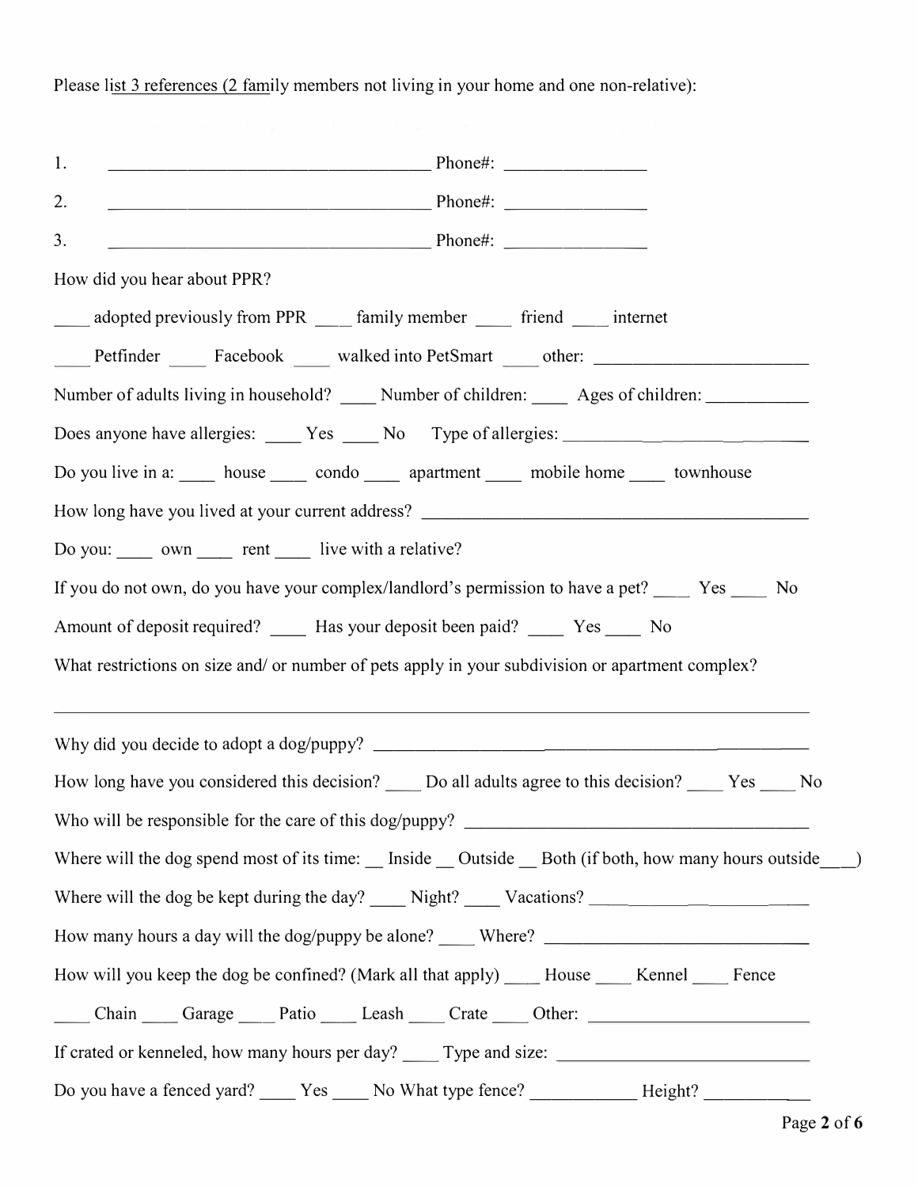Please list 3 references (2 family members not living in your home and one non-relative):

1. ____________________________________ Phone#: ________________
2. ____________________________________ Phone#: ________________
3. ____________________________________ Phone#: ________________

How did you hear about PPR?

____ adopted previously from PPR ____ family member ____ friend ____ internet

____ Petfinder ____ Facebook ____ walked into PetSmart ____ other: ________________________

Number of adults living in household? ____ Number of children: ____ Ages of children: ____________

Does anyone have allergies: ____ Yes ____ No Type of allergies: ________________________________

Do you live in a: ____ house ____ condo ____ apartment ____ mobile home ____ townhouse

How long have you lived at your current address? ____________________________________________

Do you: ____ own ____ rent ____ live with a relative?

If you do not own, do you have your complex/landlord's permission to have a pet? ____ Yes ____ No

Amount of deposit required? ____ Has your deposit been paid? ____ Yes ____ No

What restrictions on size and/ or number of pets apply in your subdivision or apartment complex?

______________________________________________________________________________________

Why did you decide to adopt a dog/puppy? ___________________________________________________

How long have you considered this decision? ____ Do all adults agree to this decision? ____ Yes ____ No

Who will be responsible for the care of this dog/puppy? _________________________________________

Where will the dog spend most of its time: __ Inside __ Outside __ Both (if both, how many hours outside___)

Where will the dog be kept during the day? ____ Night? ____ Vacations? _________________________

How many hours a day will the dog/puppy be alone? ____ Where? ________________________________

How will you keep the dog be confined? (Mark all that apply) ____ House ____ Kennel ____ Fence

____ Chain ____ Garage ____ Patio ____ Leash ____ Crate ____ Other: __________________________

If crated or kenneled, how many hours per day? ____ Type and size: _____________________________

Do you have a fenced yard? ____ Yes ____ No What type fence? ____________ Height? ____________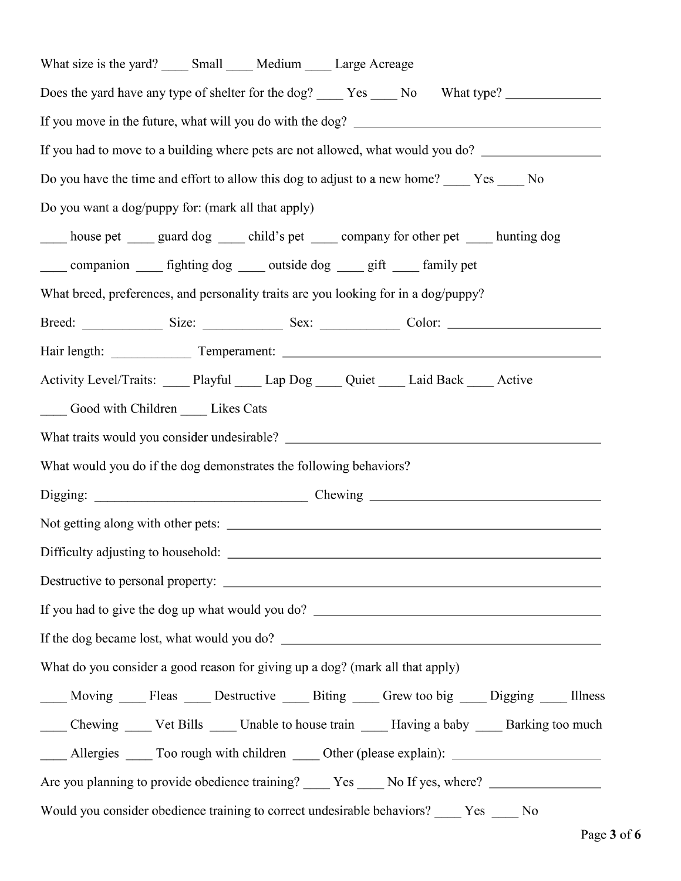What size is the yard? ____ Small ____ Medium ____ Large Acreage

Does the yard have any type of shelter for the dog? ____ Yes ____ No What type? ______________

If you move in the future, what will you do with the dog? ______________________________________

If you had to move to a building where pets are not allowed, what would you do? _________________

Do you have the time and effort to allow this dog to adjust to a new home? ____ Yes ____ No

Do you want a dog/puppy for: (mark all that apply)

____ house pet ____ guard dog ____ child's pet ____ company for other pet ____ hunting dog

____ companion ____ fighting dog ____ outside dog ____ gift ____ family pet

What breed, preferences, and personality traits are you looking for in a dog/puppy?

Breed: ____________ Size: ____________ Sex: ____________ Color: ______________________

Hair length: ____________ Temperament: ______________________________________________

Activity Level/Traits: ____ Playful ____ Lap Dog ____ Quiet ____ Laid Back ____ Active

____ Good with Children ____ Likes Cats

What traits would you consider undesirable? _______________________________________________

What would you do if the dog demonstrates the following behaviors?

Digging: ________________________________ Chewing ___________________________________

Not getting along with other pets: _________________________________________________________

Difficulty adjusting to household: _________________________________________________________

Destructive to personal property: _________________________________________________________

If you had to give the dog up what would you do? ____________________________________________

If the dog became lost, what would you do? _________________________________________________

What do you consider a good reason for giving up a dog? (mark all that apply)

____ Moving ____ Fleas ____ Destructive ____ Biting ____ Grew too big ____ Digging ____ Illness

____ Chewing ____ Vet Bills ____ Unable to house train ____ Having a baby ____ Barking too much

____ Allergies ____ Too rough with children ____ Other (please explain): ______________________

Are you planning to provide obedience training? ____ Yes ____ No If yes, where? ________________

Would you consider obedience training to correct undesirable behaviors? ____ Yes ____ No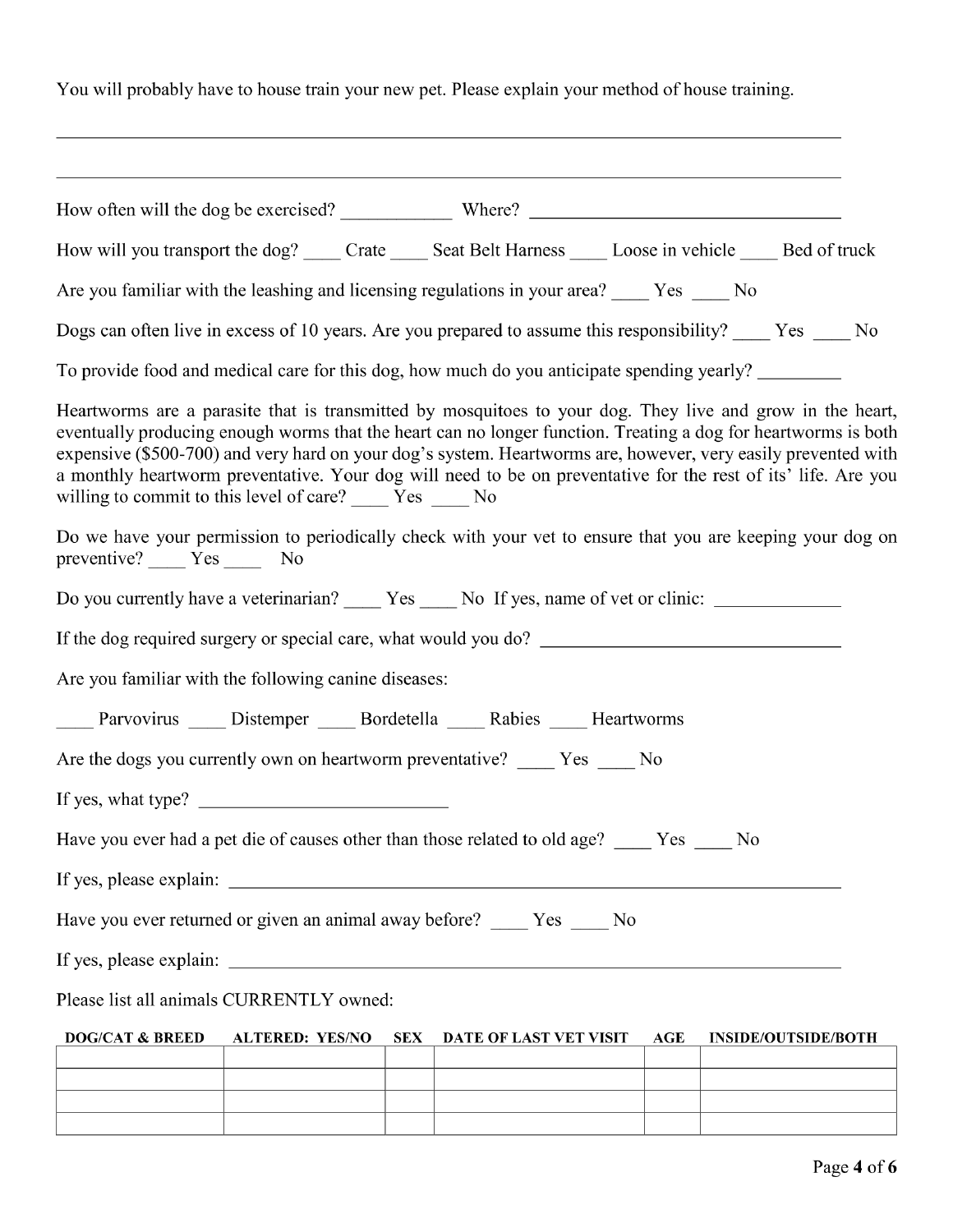You will probably have to house train your new pet. Please explain your method of house training.

\_\_\_\_\_\_\_\_\_\_\_\_\_\_\_\_\_\_\_\_\_\_\_\_\_\_\_\_\_\_\_\_\_\_\_\_\_\_\_\_\_\_\_\_\_\_\_\_\_\_\_\_\_\_\_\_\_\_\_\_\_\_\_\_\_\_\_\_\_\_\_\_\_\_

\_\_\_\_\_\_\_\_\_\_\_\_\_\_\_\_\_\_\_\_\_\_\_\_\_\_\_\_\_\_\_\_\_\_\_\_\_\_\_\_\_\_\_\_\_\_\_\_\_\_\_\_\_\_\_\_\_\_\_\_\_\_\_\_\_\_\_\_\_\_\_\_\_\_

How often will the dog be exercised? ____________ Where? ______________________________

How will you transport the dog? ____ Crate ____ Seat Belt Harness ____ Loose in vehicle ____ Bed of truck

Are you familiar with the leashing and licensing regulations in your area? ____ Yes ____ No

Dogs can often live in excess of 10 years. Are you prepared to assume this responsibility? ____ Yes ____ No

To provide food and medical care for this dog, how much do you anticipate spending yearly? _________

Heartworms are a parasite that is transmitted by mosquitoes to your dog. They live and grow in the heart, eventually producing enough worms that the heart can no longer function. Treating a dog for heartworms is both expensive ($500-700) and very hard on your dog's system. Heartworms are, however, very easily prevented with a monthly heartworm preventative. Your dog will need to be on preventative for the rest of its' life. Are you willing to commit to this level of care? ____ Yes ____ No

Do we have your permission to periodically check with your vet to ensure that you are keeping your dog on preventive? ____ Yes ____ No

Do you currently have a veterinarian? ____ Yes ____ No If yes, name of vet or clinic: _____________

If the dog required surgery or special care, what would you do? ______________________________

Are you familiar with the following canine diseases:

____ Parvovirus ____ Distemper ____ Bordetella ____ Rabies ____ Heartworms

Are the dogs you currently own on heartworm preventative? ____ Yes ____ No

If yes, what type? __________________________

Have you ever had a pet die of causes other than those related to old age? ____ Yes ____ No

If yes, please explain: ______________________________________________________________

Have you ever returned or given an animal away before? ____ Yes ____ No

If yes, please explain: ______________________________________________________________

Please list all animals CURRENTLY owned:

| DOG/CAT & BREED | ALTERED: YES/NO | SEX | DATE OF LAST VET VISIT | AGE | INSIDE/OUTSIDE/BOTH |
|---|---|---|---|---|---|
| | | | | | |
| | | | | | |
| | | | | | |
| | | | | | |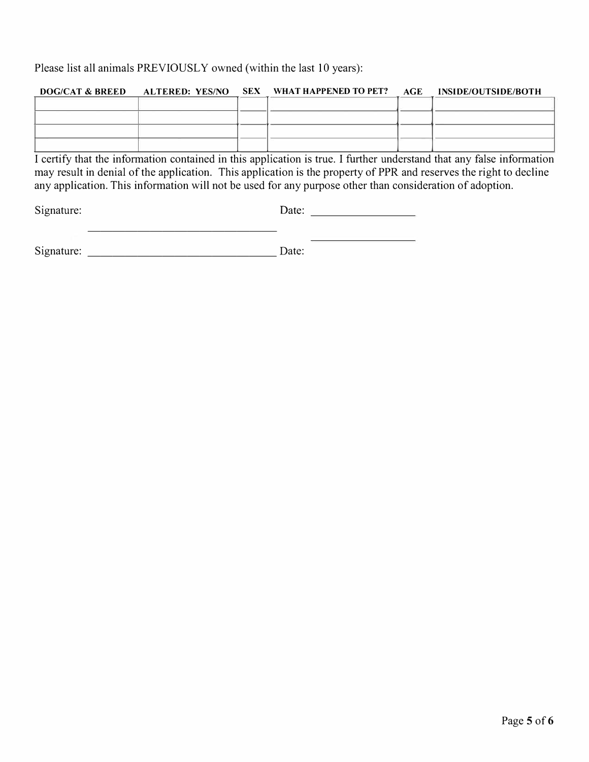Please list all animals PREVIOUSLY owned (within the last 10 years):

| DOG/CAT & BREED | ALTERED: YES/NO | SEX | WHAT HAPPENED TO PET? | AGE | INSIDE/OUTSIDE/BOTH |
|---|---|---|---|---|---|
| | | | | | |
| | | | | | |
| | | | | | |
| | | | | | |

I certify that the information contained in this application is true. I further understand that any false information may result in denial of the application. This application is the property of PPR and reserves the right to decline any application. This information will not be used for any purpose other than consideration of adoption.

Signature: ________________________________ Date: __________________

Signature: ________________________________ Date: __________________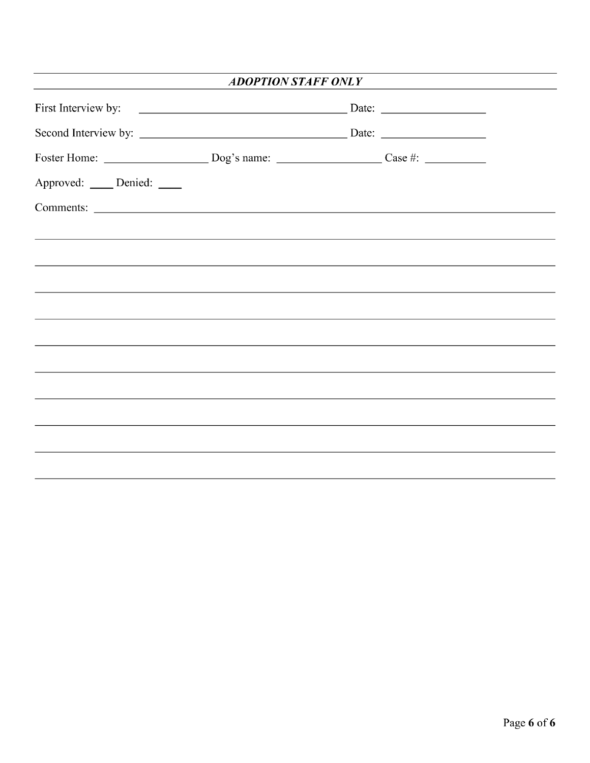***ADOPTION STAFF ONLY***

First Interview by: ___________________________________ Date: __________________

Second Interview by: ___________________________________ Date: __________________

Foster Home: __________________ Dog's name: __________________ Case #: ___________

Approved: ____ Denied: ____

Comments: ______________________________________________________________________________

_______________________________________________________________________________________

_______________________________________________________________________________________

_______________________________________________________________________________________

_______________________________________________________________________________________

_______________________________________________________________________________________

_______________________________________________________________________________________

_______________________________________________________________________________________

_______________________________________________________________________________________

_______________________________________________________________________________________